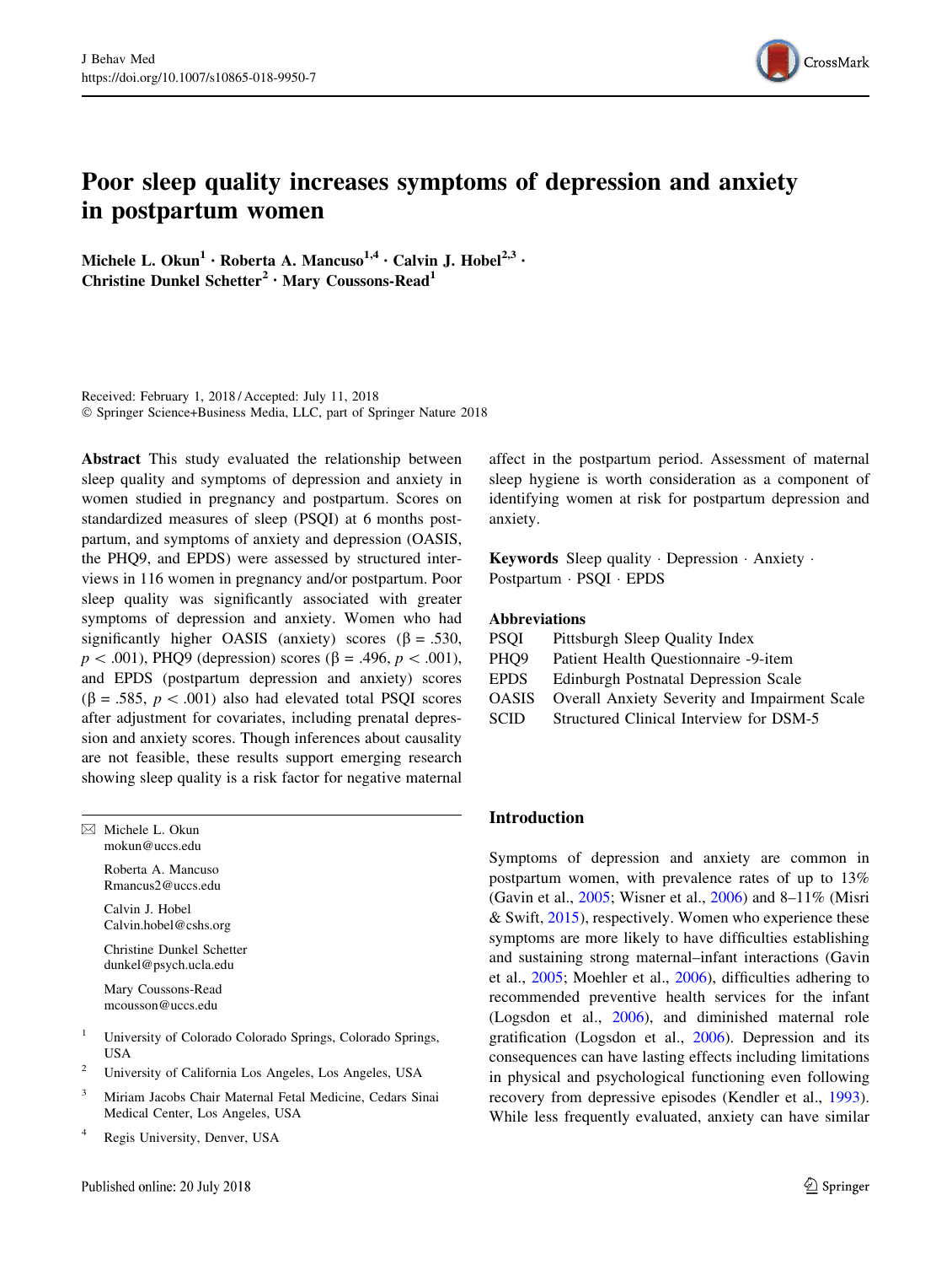# Poor sleep quality increases symptoms of depression and anxiety in postpartum women

**Michele L. Okun[1] · Roberta A. Mancuso[1,4] · Calvin J. Hobel[2,3] · Christine Dunkel Schetter[2] · Mary Coussons-Read[1]**

Received: February 1, 2018 / Accepted: July 11, 2018
© Springer Science+Business Media, LLC, part of Springer Nature 2018

**Abstract** This study evaluated the relationship between sleep quality and symptoms of depression and anxiety in women studied in pregnancy and postpartum. Scores on standardized measures of sleep (PSQI) at 6 months postpartum, and symptoms of anxiety and depression (OASIS, the PHQ9, and EPDS) were assessed by structured interviews in 116 women in pregnancy and/or postpartum. Poor sleep quality was significantly associated with greater symptoms of depression and anxiety. Women who had significantly higher OASIS (anxiety) scores ($\beta = .530$, $p < .001$), PHQ9 (depression) scores ($\beta = .496$, $p < .001$), and EPDS (postpartum depression and anxiety) scores ($\beta = .585$, $p < .001$) also had elevated total PSQI scores after adjustment for covariates, including prenatal depression and anxiety scores. Though inferences about causality are not feasible, these results support emerging research showing sleep quality is a risk factor for negative maternal affect in the postpartum period. Assessment of maternal sleep hygiene is worth consideration as a component of identifying women at risk for postpartum depression and anxiety.

**Keywords** Sleep quality · Depression · Anxiety · Postpartum · PSQI · EPDS

**Abbreviations**

| | |
|---|---|
| PSQI | Pittsburgh Sleep Quality Index |
| PHQ9 | Patient Health Questionnaire -9-item |
| EPDS | Edinburgh Postnatal Depression Scale |
| OASIS | Overall Anxiety Severity and Impairment Scale |
| SCID | Structured Clinical Interview for DSM-5 |

✉ Michele L. Okun
mokun@uccs.edu

Roberta A. Mancuso
Rmancus2@uccs.edu

Calvin J. Hobel
Calvin.hobel@cshs.org

Christine Dunkel Schetter
dunkel@psych.ucla.edu

Mary Coussons-Read
mcousson@uccs.edu

[1] University of Colorado Colorado Springs, Colorado Springs, USA

[2] University of California Los Angeles, Los Angeles, USA

[3] Miriam Jacobs Chair Maternal Fetal Medicine, Cedars Sinai Medical Center, Los Angeles, USA

[4] Regis University, Denver, USA

## Introduction

Symptoms of depression and anxiety are common in postpartum women, with prevalence rates of up to 13% (Gavin et al., 2005; Wisner et al., 2006) and 8–11% (Misri & Swift, 2015), respectively. Women who experience these symptoms are more likely to have difficulties establishing and sustaining strong maternal–infant interactions (Gavin et al., 2005; Moehler et al., 2006), difficulties adhering to recommended preventive health services for the infant (Logsdon et al., 2006), and diminished maternal role gratification (Logsdon et al., 2006). Depression and its consequences can have lasting effects including limitations in physical and psychological functioning even following recovery from depressive episodes (Kendler et al., 1993). While less frequently evaluated, anxiety can have similar

Published online: 20 July 2018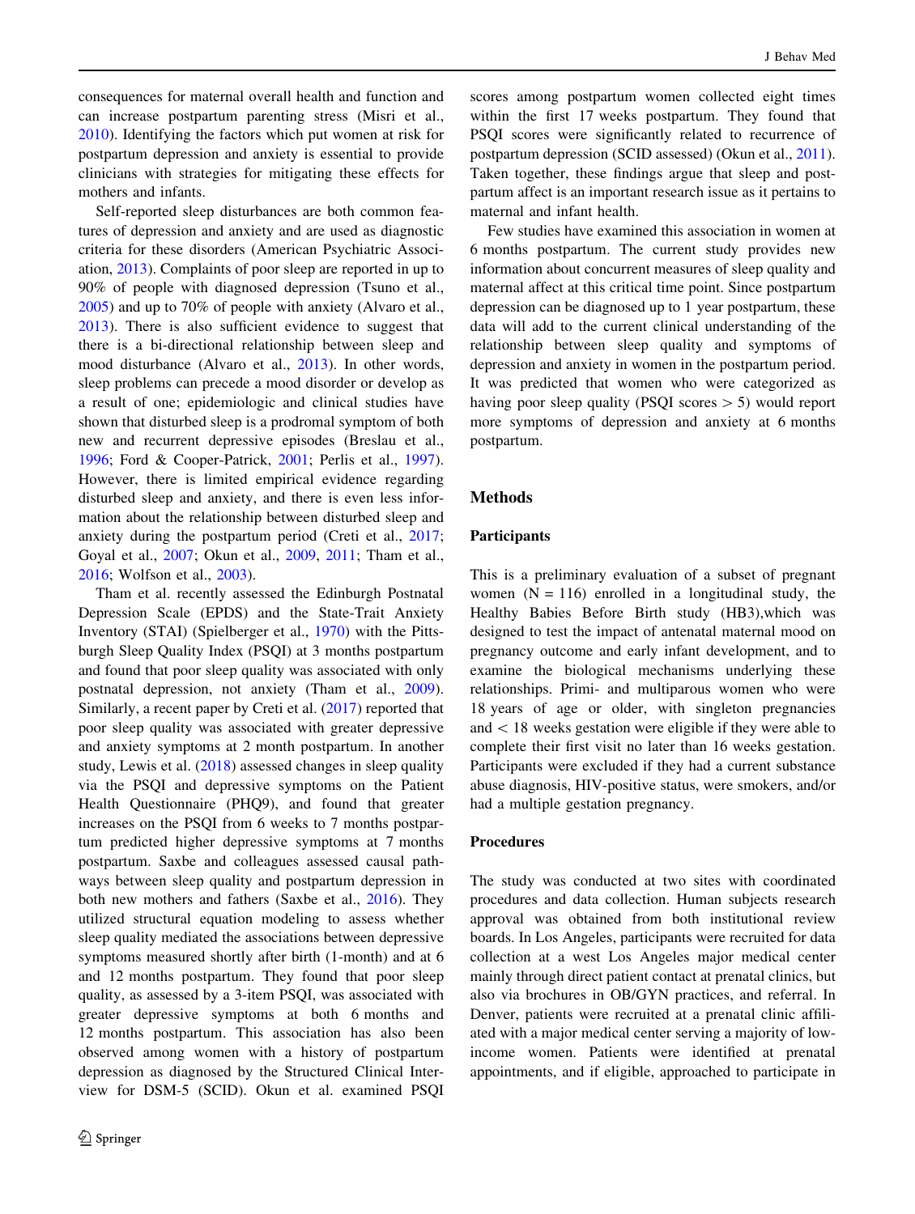consequences for maternal overall health and function and can increase postpartum parenting stress (Misri et al., 2010). Identifying the factors which put women at risk for postpartum depression and anxiety is essential to provide clinicians with strategies for mitigating these effects for mothers and infants.

Self-reported sleep disturbances are both common features of depression and anxiety and are used as diagnostic criteria for these disorders (American Psychiatric Association, 2013). Complaints of poor sleep are reported in up to 90% of people with diagnosed depression (Tsuno et al., 2005) and up to 70% of people with anxiety (Alvaro et al., 2013). There is also sufficient evidence to suggest that there is a bi-directional relationship between sleep and mood disturbance (Alvaro et al., 2013). In other words, sleep problems can precede a mood disorder or develop as a result of one; epidemiologic and clinical studies have shown that disturbed sleep is a prodromal symptom of both new and recurrent depressive episodes (Breslau et al., 1996; Ford & Cooper-Patrick, 2001; Perlis et al., 1997). However, there is limited empirical evidence regarding disturbed sleep and anxiety, and there is even less information about the relationship between disturbed sleep and anxiety during the postpartum period (Creti et al., 2017; Goyal et al., 2007; Okun et al., 2009, 2011; Tham et al., 2016; Wolfson et al., 2003).

Tham et al. recently assessed the Edinburgh Postnatal Depression Scale (EPDS) and the State-Trait Anxiety Inventory (STAI) (Spielberger et al., 1970) with the Pittsburgh Sleep Quality Index (PSQI) at 3 months postpartum and found that poor sleep quality was associated with only postnatal depression, not anxiety (Tham et al., 2009). Similarly, a recent paper by Creti et al. (2017) reported that poor sleep quality was associated with greater depressive and anxiety symptoms at 2 month postpartum. In another study, Lewis et al. (2018) assessed changes in sleep quality via the PSQI and depressive symptoms on the Patient Health Questionnaire (PHQ9), and found that greater increases on the PSQI from 6 weeks to 7 months postpartum predicted higher depressive symptoms at 7 months postpartum. Saxbe and colleagues assessed causal pathways between sleep quality and postpartum depression in both new mothers and fathers (Saxbe et al., 2016). They utilized structural equation modeling to assess whether sleep quality mediated the associations between depressive symptoms measured shortly after birth (1-month) and at 6 and 12 months postpartum. They found that poor sleep quality, as assessed by a 3-item PSQI, was associated with greater depressive symptoms at both 6 months and 12 months postpartum. This association has also been observed among women with a history of postpartum depression as diagnosed by the Structured Clinical Interview for DSM-5 (SCID). Okun et al. examined PSQI scores among postpartum women collected eight times within the first 17 weeks postpartum. They found that PSQI scores were significantly related to recurrence of postpartum depression (SCID assessed) (Okun et al., 2011). Taken together, these findings argue that sleep and postpartum affect is an important research issue as it pertains to maternal and infant health.

Few studies have examined this association in women at 6 months postpartum. The current study provides new information about concurrent measures of sleep quality and maternal affect at this critical time point. Since postpartum depression can be diagnosed up to 1 year postpartum, these data will add to the current clinical understanding of the relationship between sleep quality and symptoms of depression and anxiety in women in the postpartum period. It was predicted that women who were categorized as having poor sleep quality (PSQI scores > 5) would report more symptoms of depression and anxiety at 6 months postpartum.

## Methods

### Participants

This is a preliminary evaluation of a subset of pregnant women (N = 116) enrolled in a longitudinal study, the Healthy Babies Before Birth study (HB3),which was designed to test the impact of antenatal maternal mood on pregnancy outcome and early infant development, and to examine the biological mechanisms underlying these relationships. Primi- and multiparous women who were 18 years of age or older, with singleton pregnancies and < 18 weeks gestation were eligible if they were able to complete their first visit no later than 16 weeks gestation. Participants were excluded if they had a current substance abuse diagnosis, HIV-positive status, were smokers, and/or had a multiple gestation pregnancy.

### Procedures

The study was conducted at two sites with coordinated procedures and data collection. Human subjects research approval was obtained from both institutional review boards. In Los Angeles, participants were recruited for data collection at a west Los Angeles major medical center mainly through direct patient contact at prenatal clinics, but also via brochures in OB/GYN practices, and referral. In Denver, patients were recruited at a prenatal clinic affiliated with a major medical center serving a majority of low-income women. Patients were identified at prenatal appointments, and if eligible, approached to participate in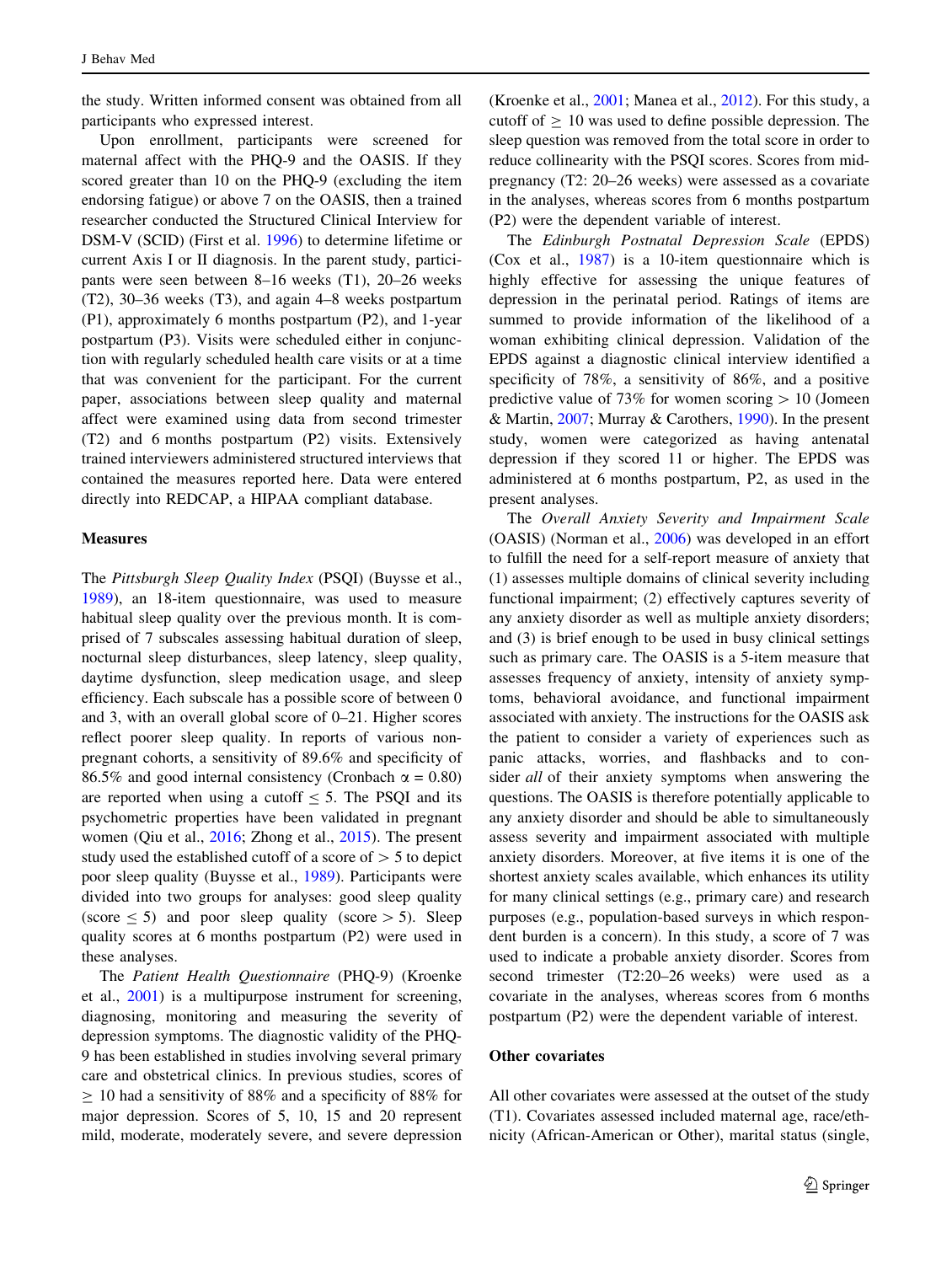the study. Written informed consent was obtained from all participants who expressed interest.

Upon enrollment, participants were screened for maternal affect with the PHQ-9 and the OASIS. If they scored greater than 10 on the PHQ-9 (excluding the item endorsing fatigue) or above 7 on the OASIS, then a trained researcher conducted the Structured Clinical Interview for DSM-V (SCID) (First et al. 1996) to determine lifetime or current Axis I or II diagnosis. In the parent study, participants were seen between 8–16 weeks (T1), 20–26 weeks (T2), 30–36 weeks (T3), and again 4–8 weeks postpartum (P1), approximately 6 months postpartum (P2), and 1-year postpartum (P3). Visits were scheduled either in conjunction with regularly scheduled health care visits or at a time that was convenient for the participant. For the current paper, associations between sleep quality and maternal affect were examined using data from second trimester (T2) and 6 months postpartum (P2) visits. Extensively trained interviewers administered structured interviews that contained the measures reported here. Data were entered directly into REDCAP, a HIPAA compliant database.

### Measures

The *Pittsburgh Sleep Quality Index* (PSQI) (Buysse et al., 1989), an 18-item questionnaire, was used to measure habitual sleep quality over the previous month. It is comprised of 7 subscales assessing habitual duration of sleep, nocturnal sleep disturbances, sleep latency, sleep quality, daytime dysfunction, sleep medication usage, and sleep efficiency. Each subscale has a possible score of between 0 and 3, with an overall global score of 0–21. Higher scores reflect poorer sleep quality. In reports of various non-pregnant cohorts, a sensitivity of 89.6% and specificity of 86.5% and good internal consistency (Cronbach $\alpha = 0.80$) are reported when using a cutoff $\leq 5$. The PSQI and its psychometric properties have been validated in pregnant women (Qiu et al., 2016; Zhong et al., 2015). The present study used the established cutoff of a score of $> 5$ to depict poor sleep quality (Buysse et al., 1989). Participants were divided into two groups for analyses: good sleep quality (score $\leq 5$) and poor sleep quality (score $> 5$). Sleep quality scores at 6 months postpartum (P2) were used in these analyses.

The *Patient Health Questionnaire* (PHQ-9) (Kroenke et al., 2001) is a multipurpose instrument for screening, diagnosing, monitoring and measuring the severity of depression symptoms. The diagnostic validity of the PHQ-9 has been established in studies involving several primary care and obstetrical clinics. In previous studies, scores of $\geq 10$ had a sensitivity of 88% and a specificity of 88% for major depression. Scores of 5, 10, 15 and 20 represent mild, moderate, moderately severe, and severe depression (Kroenke et al., 2001; Manea et al., 2012). For this study, a cutoff of $\geq 10$ was used to define possible depression. The sleep question was removed from the total score in order to reduce collinearity with the PSQI scores. Scores from mid-pregnancy (T2: 20–26 weeks) were assessed as a covariate in the analyses, whereas scores from 6 months postpartum (P2) were the dependent variable of interest.

The *Edinburgh Postnatal Depression Scale* (EPDS) (Cox et al., 1987) is a 10-item questionnaire which is highly effective for assessing the unique features of depression in the perinatal period. Ratings of items are summed to provide information of the likelihood of a woman exhibiting clinical depression. Validation of the EPDS against a diagnostic clinical interview identified a specificity of 78%, a sensitivity of 86%, and a positive predictive value of 73% for women scoring $> 10$ (Jomeen & Martin, 2007; Murray & Carothers, 1990). In the present study, women were categorized as having antenatal depression if they scored 11 or higher. The EPDS was administered at 6 months postpartum, P2, as used in the present analyses.

The *Overall Anxiety Severity and Impairment Scale* (OASIS) (Norman et al., 2006) was developed in an effort to fulfill the need for a self-report measure of anxiety that (1) assesses multiple domains of clinical severity including functional impairment; (2) effectively captures severity of any anxiety disorder as well as multiple anxiety disorders; and (3) is brief enough to be used in busy clinical settings such as primary care. The OASIS is a 5-item measure that assesses frequency of anxiety, intensity of anxiety symptoms, behavioral avoidance, and functional impairment associated with anxiety. The instructions for the OASIS ask the patient to consider a variety of experiences such as panic attacks, worries, and flashbacks and to consider *all* of their anxiety symptoms when answering the questions. The OASIS is therefore potentially applicable to any anxiety disorder and should be able to simultaneously assess severity and impairment associated with multiple anxiety disorders. Moreover, at five items it is one of the shortest anxiety scales available, which enhances its utility for many clinical settings (e.g., primary care) and research purposes (e.g., population-based surveys in which respondent burden is a concern). In this study, a score of 7 was used to indicate a probable anxiety disorder. Scores from second trimester (T2:20–26 weeks) were used as a covariate in the analyses, whereas scores from 6 months postpartum (P2) were the dependent variable of interest.

### Other covariates

All other covariates were assessed at the outset of the study (T1). Covariates assessed included maternal age, race/ethnicity (African-American or Other), marital status (single,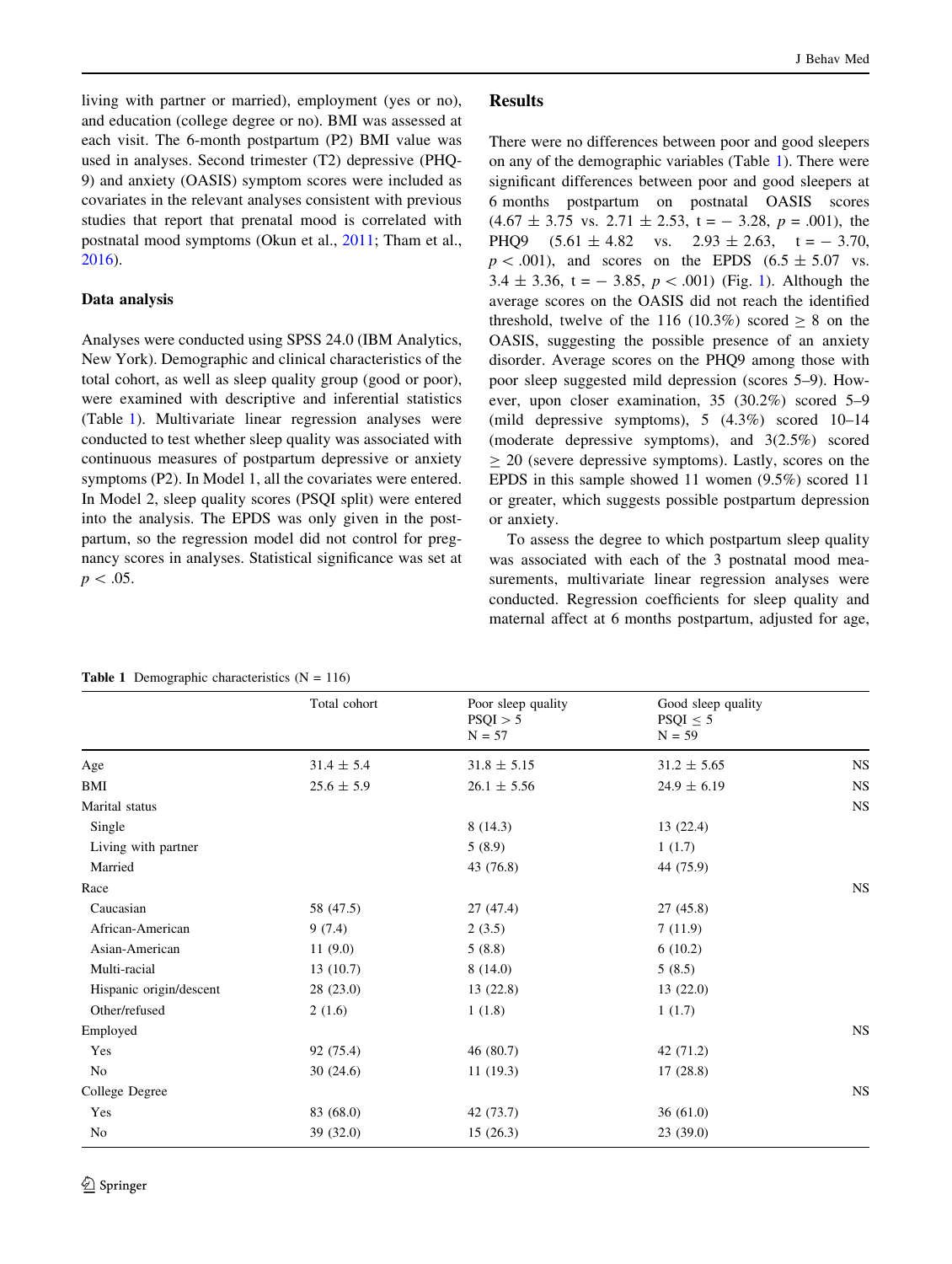living with partner or married), employment (yes or no), and education (college degree or no). BMI was assessed at each visit. The 6-month postpartum (P2) BMI value was used in analyses. Second trimester (T2) depressive (PHQ-9) and anxiety (OASIS) symptom scores were included as covariates in the relevant analyses consistent with previous studies that report that prenatal mood is correlated with postnatal mood symptoms (Okun et al., 2011; Tham et al., 2016).

### Data analysis

Analyses were conducted using SPSS 24.0 (IBM Analytics, New York). Demographic and clinical characteristics of the total cohort, as well as sleep quality group (good or poor), were examined with descriptive and inferential statistics (Table 1). Multivariate linear regression analyses were conducted to test whether sleep quality was associated with continuous measures of postpartum depressive or anxiety symptoms (P2). In Model 1, all the covariates were entered. In Model 2, sleep quality scores (PSQI split) were entered into the analysis. The EPDS was only given in the postpartum, so the regression model did not control for pregnancy scores in analyses. Statistical significance was set at $p < .05$.

## Results

There were no differences between poor and good sleepers on any of the demographic variables (Table 1). There were significant differences between poor and good sleepers at 6 months postpartum on postnatal OASIS scores ($4.67 \pm 3.75$ vs. $2.71 \pm 2.53$, $t = -3.28$, $p = .001$), the PHQ9 ($5.61 \pm 4.82$ vs. $2.93 \pm 2.63$, $t = -3.70$, $p < .001$), and scores on the EPDS ($6.5 \pm 5.07$ vs. $3.4 \pm 3.36$, $t = -3.85$, $p < .001$) (Fig. 1). Although the average scores on the OASIS did not reach the identified threshold, twelve of the 116 (10.3%) scored $\geq 8$ on the OASIS, suggesting the possible presence of an anxiety disorder. Average scores on the PHQ9 among those with poor sleep suggested mild depression (scores 5–9). However, upon closer examination, 35 (30.2%) scored 5–9 (mild depressive symptoms), 5 (4.3%) scored 10–14 (moderate depressive symptoms), and 3(2.5%) scored $\geq 20$ (severe depressive symptoms). Lastly, scores on the EPDS in this sample showed 11 women (9.5%) scored 11 or greater, which suggests possible postpartum depression or anxiety.

To assess the degree to which postpartum sleep quality was associated with each of the 3 postnatal mood measurements, multivariate linear regression analyses were conducted. Regression coefficients for sleep quality and maternal affect at 6 months postpartum, adjusted for age,

**Table 1** Demographic characteristics (N = 116)

| | Total cohort | Poor sleep quality PSQI > 5 N = 57 | Good sleep quality PSQI ≤ 5 N = 59 | |
|---|---|---|---|---|
| Age | 31.4 ± 5.4 | 31.8 ± 5.15 | 31.2 ± 5.65 | NS |
| BMI | 25.6 ± 5.9 | 26.1 ± 5.56 | 24.9 ± 6.19 | NS |
| Marital status | | | | NS |
| Single | | 8 (14.3) | 13 (22.4) | |
| Living with partner | | 5 (8.9) | 1 (1.7) | |
| Married | | 43 (76.8) | 44 (75.9) | |
| Race | | | | NS |
| Caucasian | 58 (47.5) | 27 (47.4) | 27 (45.8) | |
| African-American | 9 (7.4) | 2 (3.5) | 7 (11.9) | |
| Asian-American | 11 (9.0) | 5 (8.8) | 6 (10.2) | |
| Multi-racial | 13 (10.7) | 8 (14.0) | 5 (8.5) | |
| Hispanic origin/descent | 28 (23.0) | 13 (22.8) | 13 (22.0) | |
| Other/refused | 2 (1.6) | 1 (1.8) | 1 (1.7) | |
| Employed | | | | NS |
| Yes | 92 (75.4) | 46 (80.7) | 42 (71.2) | |
| No | 30 (24.6) | 11 (19.3) | 17 (28.8) | |
| College Degree | | | | NS |
| Yes | 83 (68.0) | 42 (73.7) | 36 (61.0) | |
| No | 39 (32.0) | 15 (26.3) | 23 (39.0) | |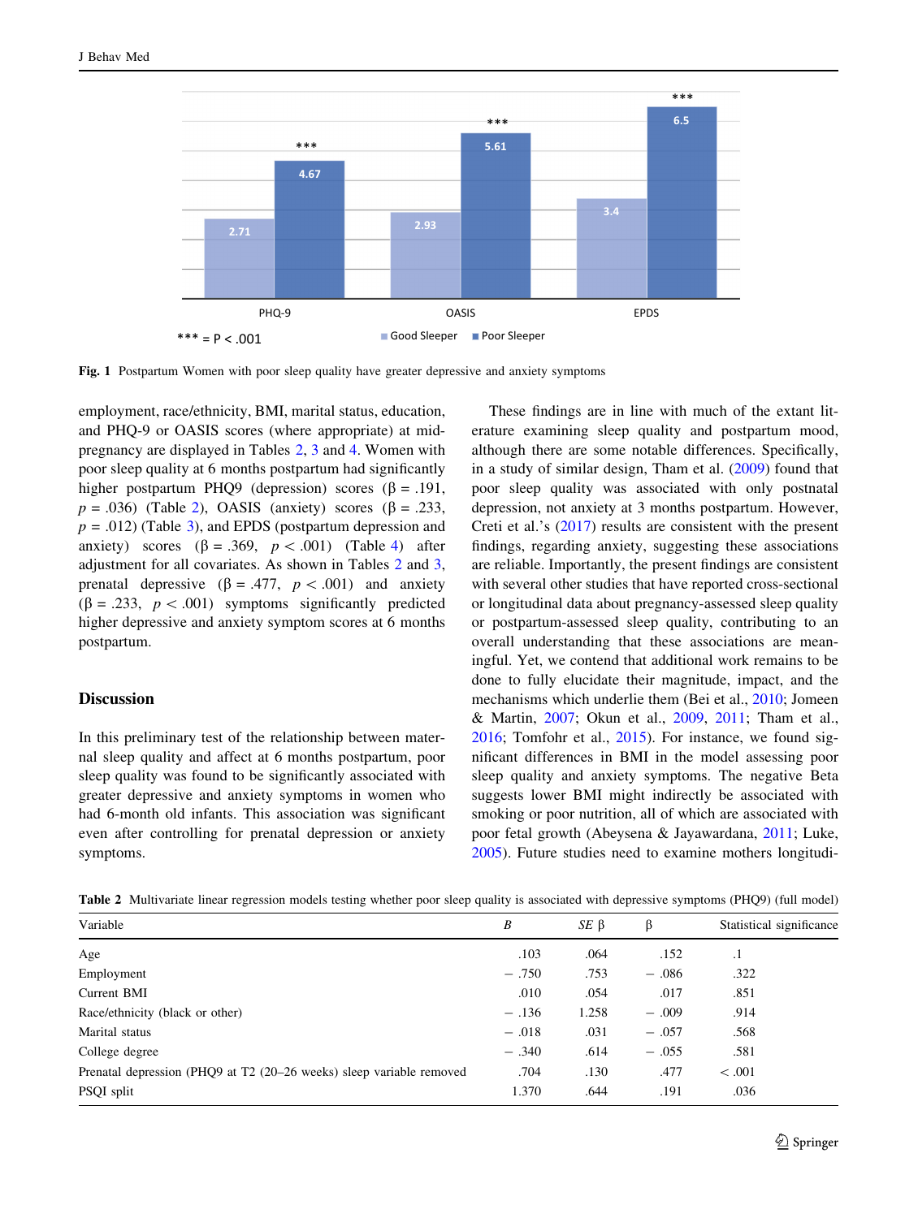*** = P < .001

PHQ-9: Good Sleeper 2.71, Poor Sleeper 4.67 ***

OASIS: Good Sleeper 2.93, Poor Sleeper 5.61 ***

EPDS: Good Sleeper 3.4, Poor Sleeper 6.5 ***

Good Sleeper  Poor Sleeper

**Fig. 1** Postpartum Women with poor sleep quality have greater depressive and anxiety symptoms

employment, race/ethnicity, BMI, marital status, education, and PHQ-9 or OASIS scores (where appropriate) at mid-pregnancy are displayed in Tables 2, 3 and 4. Women with poor sleep quality at 6 months postpartum had significantly higher postpartum PHQ9 (depression) scores (β = .191, *p* = .036) (Table 2), OASIS (anxiety) scores (β = .233, *p* = .012) (Table 3), and EPDS (postpartum depression and anxiety) scores (β = .369, *p* < .001) (Table 4) after adjustment for all covariates. As shown in Tables 2 and 3, prenatal depressive (β = .477, *p* < .001) and anxiety (β = .233, *p* < .001) symptoms significantly predicted higher depressive and anxiety symptom scores at 6 months postpartum.

## Discussion

In this preliminary test of the relationship between maternal sleep quality and affect at 6 months postpartum, poor sleep quality was found to be significantly associated with greater depressive and anxiety symptoms in women who had 6-month old infants. This association was significant even after controlling for prenatal depression or anxiety symptoms.

These findings are in line with much of the extant literature examining sleep quality and postpartum mood, although there are some notable differences. Specifically, in a study of similar design, Tham et al. (2009) found that poor sleep quality was associated with only postnatal depression, not anxiety at 3 months postpartum. However, Creti et al.'s (2017) results are consistent with the present findings, regarding anxiety, suggesting these associations are reliable. Importantly, the present findings are consistent with several other studies that have reported cross-sectional or longitudinal data about pregnancy-assessed sleep quality or postpartum-assessed sleep quality, contributing to an overall understanding that these associations are meaningful. Yet, we contend that additional work remains to be done to fully elucidate their magnitude, impact, and the mechanisms which underlie them (Bei et al., 2010; Jomeen & Martin, 2007; Okun et al., 2009, 2011; Tham et al., 2016; Tomfohr et al., 2015). For instance, we found significant differences in BMI in the model assessing poor sleep quality and anxiety symptoms. The negative Beta suggests lower BMI might indirectly be associated with smoking or poor nutrition, all of which are associated with poor fetal growth (Abeysena & Jayawardana, 2011; Luke, 2005). Future studies need to examine mothers longitudi-

**Table 2** Multivariate linear regression models testing whether poor sleep quality is associated with depressive symptoms (PHQ9) (full model)

| Variable | *B* | *SE* β | β | Statistical significance |
|---|---|---|---|---|
| Age | .103 | .064 | .152 | .1 |
| Employment | − .750 | .753 | − .086 | .322 |
| Current BMI | .010 | .054 | .017 | .851 |
| Race/ethnicity (black or other) | − .136 | 1.258 | − .009 | .914 |
| Marital status | − .018 | .031 | − .057 | .568 |
| College degree | − .340 | .614 | − .055 | .581 |
| Prenatal depression (PHQ9 at T2 (20–26 weeks) sleep variable removed | .704 | .130 | .477 | < .001 |
| PSQI split | 1.370 | .644 | .191 | .036 |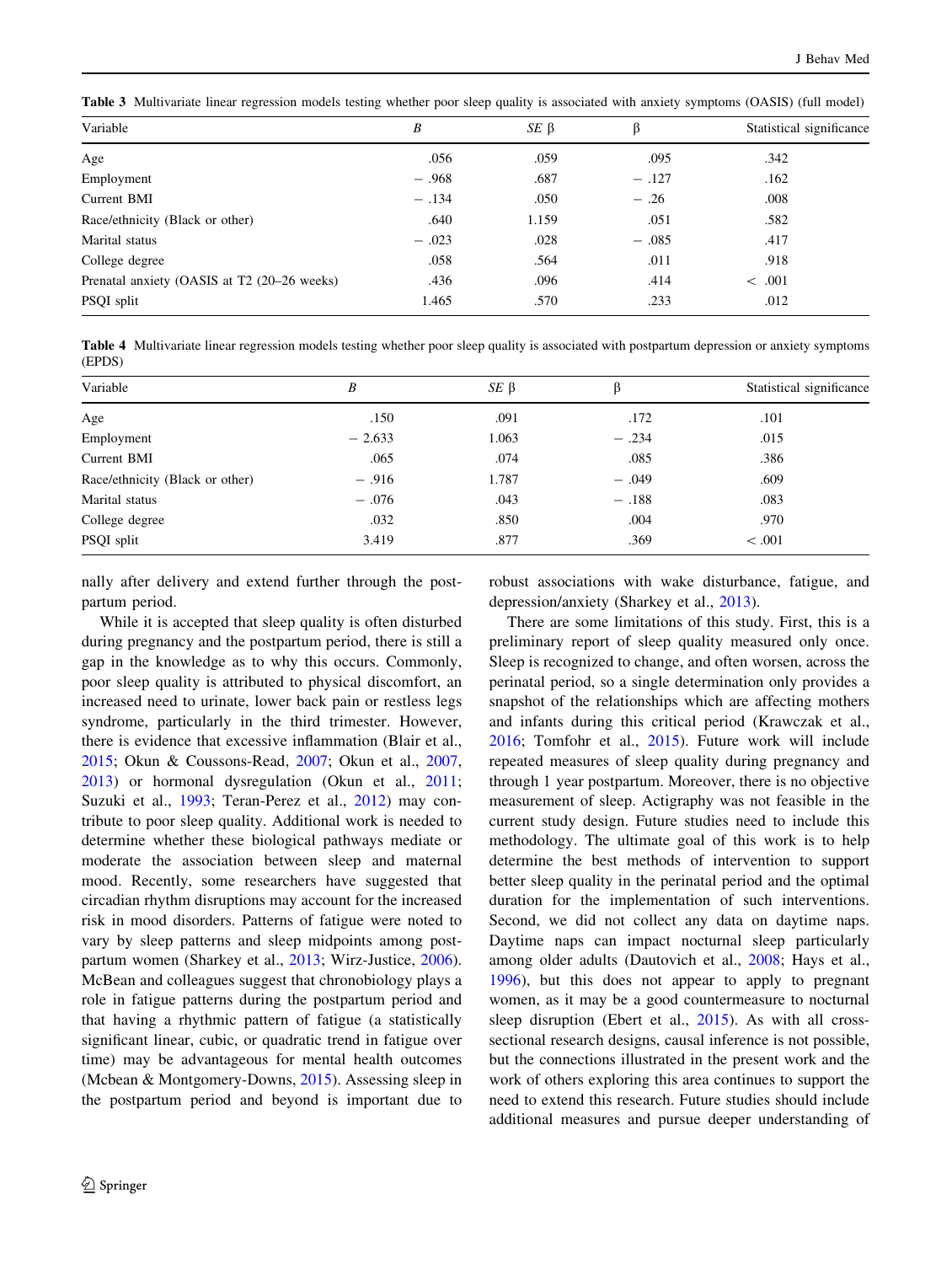**Table 3** Multivariate linear regression models testing whether poor sleep quality is associated with anxiety symptoms (OASIS) (full model)

| Variable | *B* | *SE* β | β | Statistical significance |
|---|---|---|---|---|
| Age | .056 | .059 | .095 | .342 |
| Employment | − .968 | .687 | − .127 | .162 |
| Current BMI | − .134 | .050 | − .26 | .008 |
| Race/ethnicity (Black or other) | .640 | 1.159 | .051 | .582 |
| Marital status | − .023 | .028 | − .085 | .417 |
| College degree | .058 | .564 | .011 | .918 |
| Prenatal anxiety (OASIS at T2 (20–26 weeks) | .436 | .096 | .414 | < .001 |
| PSQI split | 1.465 | .570 | .233 | .012 |

**Table 4** Multivariate linear regression models testing whether poor sleep quality is associated with postpartum depression or anxiety symptoms (EPDS)

| Variable | *B* | *SE* β | β | Statistical significance |
|---|---|---|---|---|
| Age | .150 | .091 | .172 | .101 |
| Employment | − 2.633 | 1.063 | − .234 | .015 |
| Current BMI | .065 | .074 | .085 | .386 |
| Race/ethnicity (Black or other) | − .916 | 1.787 | − .049 | .609 |
| Marital status | − .076 | .043 | − .188 | .083 |
| College degree | .032 | .850 | .004 | .970 |
| PSQI split | 3.419 | .877 | .369 | < .001 |

nally after delivery and extend further through the postpartum period.

While it is accepted that sleep quality is often disturbed during pregnancy and the postpartum period, there is still a gap in the knowledge as to why this occurs. Commonly, poor sleep quality is attributed to physical discomfort, an increased need to urinate, lower back pain or restless legs syndrome, particularly in the third trimester. However, there is evidence that excessive inflammation (Blair et al., 2015; Okun & Coussons-Read, 2007; Okun et al., 2007, 2013) or hormonal dysregulation (Okun et al., 2011; Suzuki et al., 1993; Teran-Perez et al., 2012) may contribute to poor sleep quality. Additional work is needed to determine whether these biological pathways mediate or moderate the association between sleep and maternal mood. Recently, some researchers have suggested that circadian rhythm disruptions may account for the increased risk in mood disorders. Patterns of fatigue were noted to vary by sleep patterns and sleep midpoints among postpartum women (Sharkey et al., 2013; Wirz-Justice, 2006). McBean and colleagues suggest that chronobiology plays a role in fatigue patterns during the postpartum period and that having a rhythmic pattern of fatigue (a statistically significant linear, cubic, or quadratic trend in fatigue over time) may be advantageous for mental health outcomes (Mcbean & Montgomery-Downs, 2015). Assessing sleep in the postpartum period and beyond is important due to robust associations with wake disturbance, fatigue, and depression/anxiety (Sharkey et al., 2013).

There are some limitations of this study. First, this is a preliminary report of sleep quality measured only once. Sleep is recognized to change, and often worsen, across the perinatal period, so a single determination only provides a snapshot of the relationships which are affecting mothers and infants during this critical period (Krawczak et al., 2016; Tomfohr et al., 2015). Future work will include repeated measures of sleep quality during pregnancy and through 1 year postpartum. Moreover, there is no objective measurement of sleep. Actigraphy was not feasible in the current study design. Future studies need to include this methodology. The ultimate goal of this work is to help determine the best methods of intervention to support better sleep quality in the perinatal period and the optimal duration for the implementation of such interventions. Second, we did not collect any data on daytime naps. Daytime naps can impact nocturnal sleep particularly among older adults (Dautovich et al., 2008; Hays et al., 1996), but this does not appear to apply to pregnant women, as it may be a good countermeasure to nocturnal sleep disruption (Ebert et al., 2015). As with all cross-sectional research designs, causal inference is not possible, but the connections illustrated in the present work and the work of others exploring this area continues to support the need to extend this research. Future studies should include additional measures and pursue deeper understanding of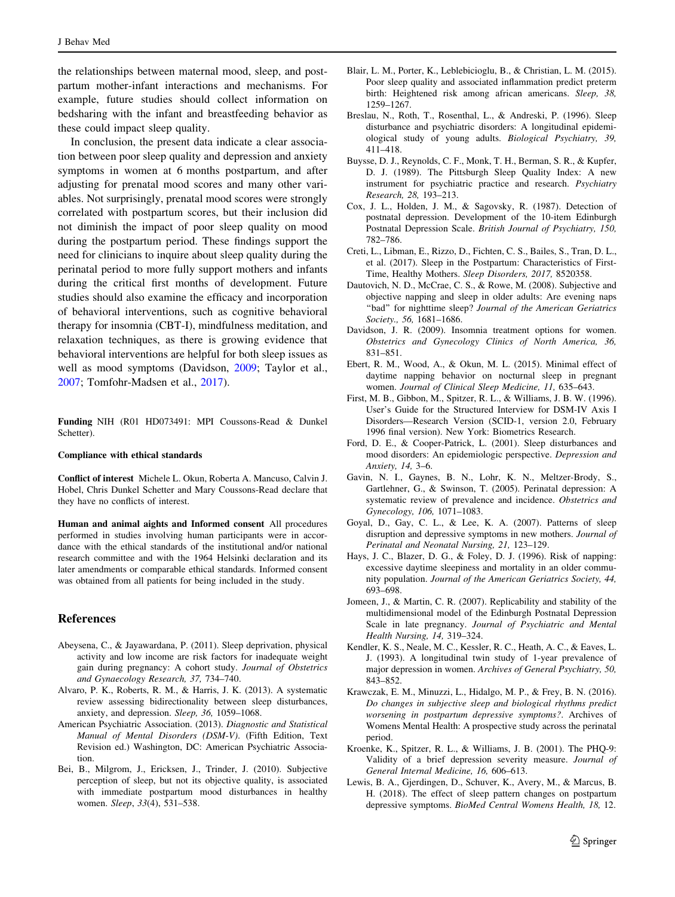the relationships between maternal mood, sleep, and postpartum mother-infant interactions and mechanisms. For example, future studies should collect information on bedsharing with the infant and breastfeeding behavior as these could impact sleep quality.

In conclusion, the present data indicate a clear association between poor sleep quality and depression and anxiety symptoms in women at 6 months postpartum, and after adjusting for prenatal mood scores and many other variables. Not surprisingly, prenatal mood scores were strongly correlated with postpartum scores, but their inclusion did not diminish the impact of poor sleep quality on mood during the postpartum period. These findings support the need for clinicians to inquire about sleep quality during the perinatal period to more fully support mothers and infants during the critical first months of development. Future studies should also examine the efficacy and incorporation of behavioral interventions, such as cognitive behavioral therapy for insomnia (CBT-I), mindfulness meditation, and relaxation techniques, as there is growing evidence that behavioral interventions are helpful for both sleep issues as well as mood symptoms (Davidson, 2009; Taylor et al., 2007; Tomfohr-Madsen et al., 2017).

**Funding** NIH (R01 HD073491: MPI Coussons-Read & Dunkel Schetter).

**Compliance with ethical standards**

**Conflict of interest** Michele L. Okun, Roberta A. Mancuso, Calvin J. Hobel, Chris Dunkel Schetter and Mary Coussons-Read declare that they have no conflicts of interest.

**Human and animal aights and Informed consent** All procedures performed in studies involving human participants were in accordance with the ethical standards of the institutional and/or national research committee and with the 1964 Helsinki declaration and its later amendments or comparable ethical standards. Informed consent was obtained from all patients for being included in the study.

## References

Abeysena, C., & Jayawardana, P. (2011). Sleep deprivation, physical activity and low income are risk factors for inadequate weight gain during pregnancy: A cohort study. *Journal of Obstetrics and Gynaecology Research, 37,* 734–740.

Alvaro, P. K., Roberts, R. M., & Harris, J. K. (2013). A systematic review assessing bidirectionality between sleep disturbances, anxiety, and depression. *Sleep, 36,* 1059–1068.

American Psychiatric Association. (2013). *Diagnostic and Statistical Manual of Mental Disorders (DSM-V).* (Fifth Edition, Text Revision ed.) Washington, DC: American Psychiatric Association.

Bei, B., Milgrom, J., Ericksen, J., Trinder, J. (2010). Subjective perception of sleep, but not its objective quality, is associated with immediate postpartum mood disturbances in healthy women. *Sleep*, *33*(4), 531–538.

Blair, L. M., Porter, K., Leblebicioglu, B., & Christian, L. M. (2015). Poor sleep quality and associated inflammation predict preterm birth: Heightened risk among african americans. *Sleep, 38,* 1259–1267.

Breslau, N., Roth, T., Rosenthal, L., & Andreski, P. (1996). Sleep disturbance and psychiatric disorders: A longitudinal epidemiological study of young adults. *Biological Psychiatry, 39,* 411–418.

Buysse, D. J., Reynolds, C. F., Monk, T. H., Berman, S. R., & Kupfer, D. J. (1989). The Pittsburgh Sleep Quality Index: A new instrument for psychiatric practice and research. *Psychiatry Research, 28,* 193–213.

Cox, J. L., Holden, J. M., & Sagovsky, R. (1987). Detection of postnatal depression. Development of the 10-item Edinburgh Postnatal Depression Scale. *British Journal of Psychiatry, 150,* 782–786.

Creti, L., Libman, E., Rizzo, D., Fichten, C. S., Bailes, S., Tran, D. L., et al. (2017). Sleep in the Postpartum: Characteristics of First-Time, Healthy Mothers. *Sleep Disorders, 2017,* 8520358.

Dautovich, N. D., McCrae, C. S., & Rowe, M. (2008). Subjective and objective napping and sleep in older adults: Are evening naps "bad" for nighttime sleep? *Journal of the American Geriatrics Society., 56,* 1681–1686.

Davidson, J. R. (2009). Insomnia treatment options for women. *Obstetrics and Gynecology Clinics of North America, 36,* 831–851.

Ebert, R. M., Wood, A., & Okun, M. L. (2015). Minimal effect of daytime napping behavior on nocturnal sleep in pregnant women. *Journal of Clinical Sleep Medicine, 11,* 635–643.

First, M. B., Gibbon, M., Spitzer, R. L., & Williams, J. B. W. (1996). User's Guide for the Structured Interview for DSM-IV Axis I Disorders—Research Version (SCID-1, version 2.0, February 1996 final version). New York: Biometrics Research.

Ford, D. E., & Cooper-Patrick, L. (2001). Sleep disturbances and mood disorders: An epidemiologic perspective. *Depression and Anxiety, 14,* 3–6.

Gavin, N. I., Gaynes, B. N., Lohr, K. N., Meltzer-Brody, S., Gartlehner, G., & Swinson, T. (2005). Perinatal depression: A systematic review of prevalence and incidence. *Obstetrics and Gynecology, 106,* 1071–1083.

Goyal, D., Gay, C. L., & Lee, K. A. (2007). Patterns of sleep disruption and depressive symptoms in new mothers. *Journal of Perinatal and Neonatal Nursing, 21,* 123–129.

Hays, J. C., Blazer, D. G., & Foley, D. J. (1996). Risk of napping: excessive daytime sleepiness and mortality in an older community population. *Journal of the American Geriatrics Society, 44,* 693–698.

Jomeen, J., & Martin, C. R. (2007). Replicability and stability of the multidimensional model of the Edinburgh Postnatal Depression Scale in late pregnancy. *Journal of Psychiatric and Mental Health Nursing, 14,* 319–324.

Kendler, K. S., Neale, M. C., Kessler, R. C., Heath, A. C., & Eaves, L. J. (1993). A longitudinal twin study of 1-year prevalence of major depression in women. *Archives of General Psychiatry, 50,* 843–852.

Krawczak, E. M., Minuzzi, L., Hidalgo, M. P., & Frey, B. N. (2016). *Do changes in subjective sleep and biological rhythms predict worsening in postpartum depressive symptoms?.* Archives of Womens Mental Health: A prospective study across the perinatal period.

Kroenke, K., Spitzer, R. L., & Williams, J. B. (2001). The PHQ-9: Validity of a brief depression severity measure. *Journal of General Internal Medicine, 16,* 606–613.

Lewis, B. A., Gjerdingen, D., Schuver, K., Avery, M., & Marcus, B. H. (2018). The effect of sleep pattern changes on postpartum depressive symptoms. *BioMed Central Womens Health, 18,* 12.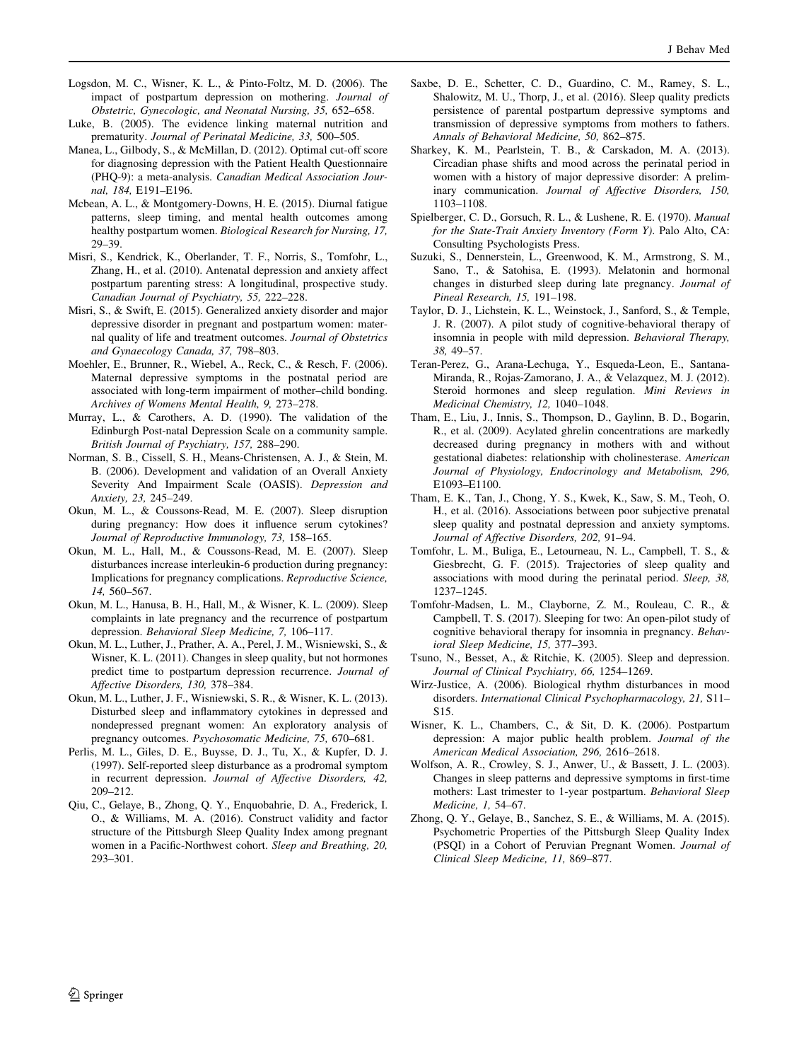Logsdon, M. C., Wisner, K. L., & Pinto-Foltz, M. D. (2006). The impact of postpartum depression on mothering. *Journal of Obstetric, Gynecologic, and Neonatal Nursing, 35,* 652–658.

Luke, B. (2005). The evidence linking maternal nutrition and prematurity. *Journal of Perinatal Medicine, 33,* 500–505.

Manea, L., Gilbody, S., & McMillan, D. (2012). Optimal cut-off score for diagnosing depression with the Patient Health Questionnaire (PHQ-9): a meta-analysis. *Canadian Medical Association Journal, 184,* E191–E196.

Mcbean, A. L., & Montgomery-Downs, H. E. (2015). Diurnal fatigue patterns, sleep timing, and mental health outcomes among healthy postpartum women. *Biological Research for Nursing, 17,* 29–39.

Misri, S., Kendrick, K., Oberlander, T. F., Norris, S., Tomfohr, L., Zhang, H., et al. (2010). Antenatal depression and anxiety affect postpartum parenting stress: A longitudinal, prospective study. *Canadian Journal of Psychiatry, 55,* 222–228.

Misri, S., & Swift, E. (2015). Generalized anxiety disorder and major depressive disorder in pregnant and postpartum women: maternal quality of life and treatment outcomes. *Journal of Obstetrics and Gynaecology Canada, 37,* 798–803.

Moehler, E., Brunner, R., Wiebel, A., Reck, C., & Resch, F. (2006). Maternal depressive symptoms in the postnatal period are associated with long-term impairment of mother–child bonding. *Archives of Womens Mental Health, 9,* 273–278.

Murray, L., & Carothers, A. D. (1990). The validation of the Edinburgh Post-natal Depression Scale on a community sample. *British Journal of Psychiatry, 157,* 288–290.

Norman, S. B., Cissell, S. H., Means-Christensen, A. J., & Stein, M. B. (2006). Development and validation of an Overall Anxiety Severity And Impairment Scale (OASIS). *Depression and Anxiety, 23,* 245–249.

Okun, M. L., & Coussons-Read, M. E. (2007). Sleep disruption during pregnancy: How does it influence serum cytokines? *Journal of Reproductive Immunology, 73,* 158–165.

Okun, M. L., Hall, M., & Coussons-Read, M. E. (2007). Sleep disturbances increase interleukin-6 production during pregnancy: Implications for pregnancy complications. *Reproductive Science, 14,* 560–567.

Okun, M. L., Hanusa, B. H., Hall, M., & Wisner, K. L. (2009). Sleep complaints in late pregnancy and the recurrence of postpartum depression. *Behavioral Sleep Medicine, 7,* 106–117.

Okun, M. L., Luther, J., Prather, A. A., Perel, J. M., Wisniewski, S., & Wisner, K. L. (2011). Changes in sleep quality, but not hormones predict time to postpartum depression recurrence. *Journal of Affective Disorders, 130,* 378–384.

Okun, M. L., Luther, J. F., Wisniewski, S. R., & Wisner, K. L. (2013). Disturbed sleep and inflammatory cytokines in depressed and nondepressed pregnant women: An exploratory analysis of pregnancy outcomes. *Psychosomatic Medicine, 75,* 670–681.

Perlis, M. L., Giles, D. E., Buysse, D. J., Tu, X., & Kupfer, D. J. (1997). Self-reported sleep disturbance as a prodromal symptom in recurrent depression. *Journal of Affective Disorders, 42,* 209–212.

Qiu, C., Gelaye, B., Zhong, Q. Y., Enquobahrie, D. A., Frederick, I. O., & Williams, M. A. (2016). Construct validity and factor structure of the Pittsburgh Sleep Quality Index among pregnant women in a Pacific-Northwest cohort. *Sleep and Breathing, 20,* 293–301.

Saxbe, D. E., Schetter, C. D., Guardino, C. M., Ramey, S. L., Shalowitz, M. U., Thorp, J., et al. (2016). Sleep quality predicts persistence of parental postpartum depressive symptoms and transmission of depressive symptoms from mothers to fathers. *Annals of Behavioral Medicine, 50,* 862–875.

Sharkey, K. M., Pearlstein, T. B., & Carskadon, M. A. (2013). Circadian phase shifts and mood across the perinatal period in women with a history of major depressive disorder: A preliminary communication. *Journal of Affective Disorders, 150,* 1103–1108.

Spielberger, C. D., Gorsuch, R. L., & Lushene, R. E. (1970). *Manual for the State-Trait Anxiety Inventory (Form Y)*. Palo Alto, CA: Consulting Psychologists Press.

Suzuki, S., Dennerstein, L., Greenwood, K. M., Armstrong, S. M., Sano, T., & Satohisa, E. (1993). Melatonin and hormonal changes in disturbed sleep during late pregnancy. *Journal of Pineal Research, 15,* 191–198.

Taylor, D. J., Lichstein, K. L., Weinstock, J., Sanford, S., & Temple, J. R. (2007). A pilot study of cognitive-behavioral therapy of insomnia in people with mild depression. *Behavioral Therapy, 38,* 49–57.

Teran-Perez, G., Arana-Lechuga, Y., Esqueda-Leon, E., Santana-Miranda, R., Rojas-Zamorano, J. A., & Velazquez, M. J. (2012). Steroid hormones and sleep regulation. *Mini Reviews in Medicinal Chemistry, 12,* 1040–1048.

Tham, E., Liu, J., Innis, S., Thompson, D., Gaylinn, B. D., Bogarin, R., et al. (2009). Acylated ghrelin concentrations are markedly decreased during pregnancy in mothers with and without gestational diabetes: relationship with cholinesterase. *American Journal of Physiology, Endocrinology and Metabolism, 296,* E1093–E1100.

Tham, E. K., Tan, J., Chong, Y. S., Kwek, K., Saw, S. M., Teoh, O. H., et al. (2016). Associations between poor subjective prenatal sleep quality and postnatal depression and anxiety symptoms. *Journal of Affective Disorders, 202,* 91–94.

Tomfohr, L. M., Buliga, E., Letourneau, N. L., Campbell, T. S., & Giesbrecht, G. F. (2015). Trajectories of sleep quality and associations with mood during the perinatal period. *Sleep, 38,* 1237–1245.

Tomfohr-Madsen, L. M., Clayborne, Z. M., Rouleau, C. R., & Campbell, T. S. (2017). Sleeping for two: An open-pilot study of cognitive behavioral therapy for insomnia in pregnancy. *Behavioral Sleep Medicine, 15,* 377–393.

Tsuno, N., Besset, A., & Ritchie, K. (2005). Sleep and depression. *Journal of Clinical Psychiatry, 66,* 1254–1269.

Wirz-Justice, A. (2006). Biological rhythm disturbances in mood disorders. *International Clinical Psychopharmacology, 21,* S11–S15.

Wisner, K. L., Chambers, C., & Sit, D. K. (2006). Postpartum depression: A major public health problem. *Journal of the American Medical Association, 296,* 2616–2618.

Wolfson, A. R., Crowley, S. J., Anwer, U., & Bassett, J. L. (2003). Changes in sleep patterns and depressive symptoms in first-time mothers: Last trimester to 1-year postpartum. *Behavioral Sleep Medicine, 1,* 54–67.

Zhong, Q. Y., Gelaye, B., Sanchez, S. E., & Williams, M. A. (2015). Psychometric Properties of the Pittsburgh Sleep Quality Index (PSQI) in a Cohort of Peruvian Pregnant Women. *Journal of Clinical Sleep Medicine, 11,* 869–877.